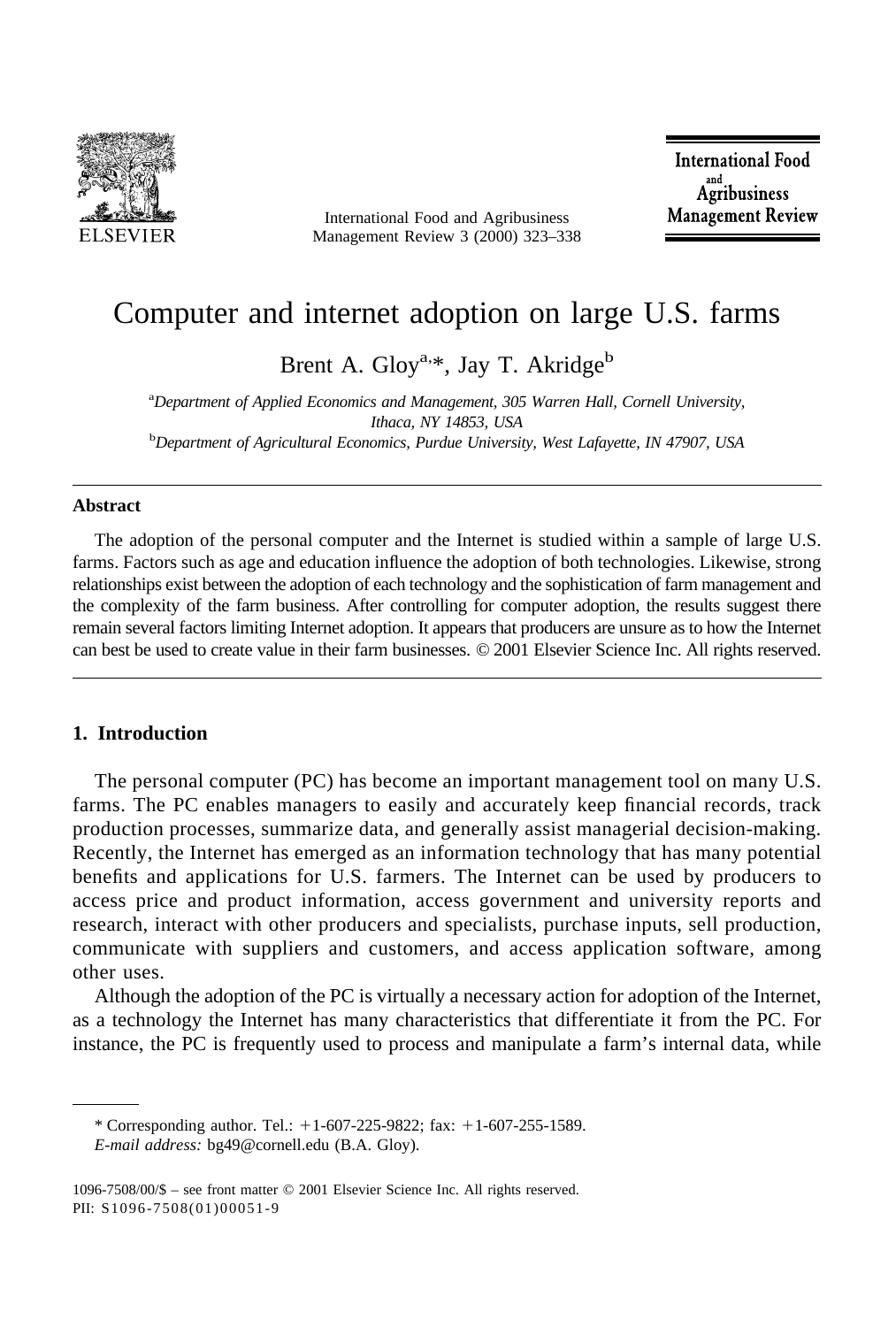# Computer and internet adoption on large U.S. farms

Brent A. Gloy[a,*], Jay T. Akridge[b]

[a]*Department of Applied Economics and Management, 305 Warren Hall, Cornell University, Ithaca, NY 14853, USA*

[b]*Department of Agricultural Economics, Purdue University, West Lafayette, IN 47907, USA*

---

### Abstract

The adoption of the personal computer and the Internet is studied within a sample of large U.S. farms. Factors such as age and education influence the adoption of both technologies. Likewise, strong relationships exist between the adoption of each technology and the sophistication of farm management and the complexity of the farm business. After controlling for computer adoption, the results suggest there remain several factors limiting Internet adoption. It appears that producers are unsure as to how the Internet can best be used to create value in their farm businesses. © 2001 Elsevier Science Inc. All rights reserved.

---

## 1. Introduction

The personal computer (PC) has become an important management tool on many U.S. farms. The PC enables managers to easily and accurately keep financial records, track production processes, summarize data, and generally assist managerial decision-making. Recently, the Internet has emerged as an information technology that has many potential benefits and applications for U.S. farmers. The Internet can be used by producers to access price and product information, access government and university reports and research, interact with other producers and specialists, purchase inputs, sell production, communicate with suppliers and customers, and access application software, among other uses.

Although the adoption of the PC is virtually a necessary action for adoption of the Internet, as a technology the Internet has many characteristics that differentiate it from the PC. For instance, the PC is frequently used to process and manipulate a farm's internal data, while

---

\* Corresponding author. Tel.: +1-607-225-9822; fax: +1-607-255-1589.
*E-mail address:* bg49@cornell.edu (B.A. Gloy).

1096-7508/00/$ – see front matter © 2001 Elsevier Science Inc. All rights reserved.
PII: S1096-7508(01)00051-9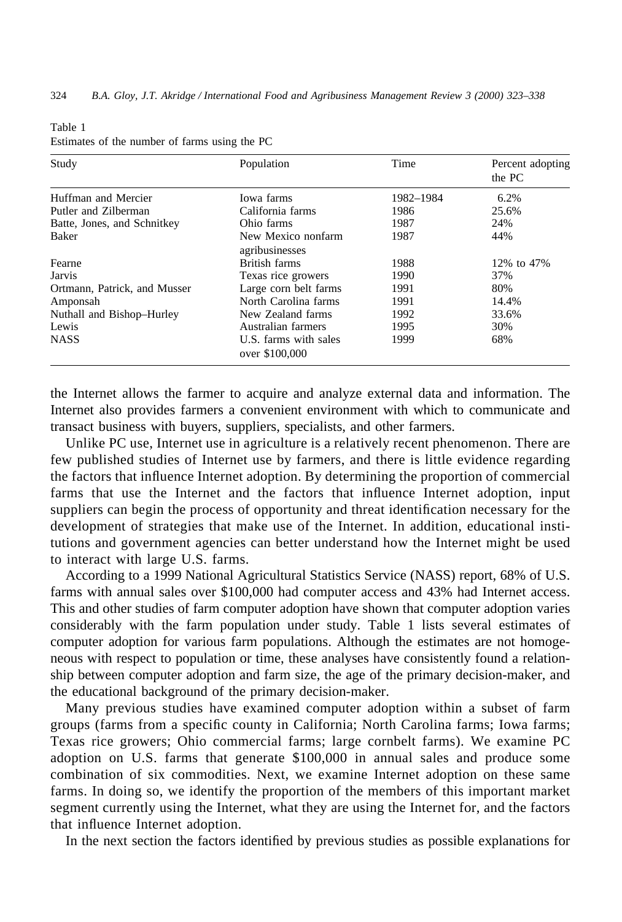Table 1
Estimates of the number of farms using the PC

| Study | Population | Time | Percent adopting the PC |
|---|---|---|---|
| Huffman and Mercier | Iowa farms | 1982–1984 | 6.2% |
| Putler and Zilberman | California farms | 1986 | 25.6% |
| Batte, Jones, and Schnitkey | Ohio farms | 1987 | 24% |
| Baker | New Mexico nonfarm agribusinesses | 1987 | 44% |
| Fearne | British farms | 1988 | 12% to 47% |
| Jarvis | Texas rice growers | 1990 | 37% |
| Ortmann, Patrick, and Musser | Large corn belt farms | 1991 | 80% |
| Amponsah | North Carolina farms | 1991 | 14.4% |
| Nuthall and Bishop–Hurley | New Zealand farms | 1992 | 33.6% |
| Lewis | Australian farmers | 1995 | 30% |
| NASS | U.S. farms with sales over $100,000 | 1999 | 68% |

the Internet allows the farmer to acquire and analyze external data and information. The Internet also provides farmers a convenient environment with which to communicate and transact business with buyers, suppliers, specialists, and other farmers.

Unlike PC use, Internet use in agriculture is a relatively recent phenomenon. There are few published studies of Internet use by farmers, and there is little evidence regarding the factors that influence Internet adoption. By determining the proportion of commercial farms that use the Internet and the factors that influence Internet adoption, input suppliers can begin the process of opportunity and threat identification necessary for the development of strategies that make use of the Internet. In addition, educational institutions and government agencies can better understand how the Internet might be used to interact with large U.S. farms.

According to a 1999 National Agricultural Statistics Service (NASS) report, 68% of U.S. farms with annual sales over $100,000 had computer access and 43% had Internet access. This and other studies of farm computer adoption have shown that computer adoption varies considerably with the farm population under study. Table 1 lists several estimates of computer adoption for various farm populations. Although the estimates are not homogeneous with respect to population or time, these analyses have consistently found a relationship between computer adoption and farm size, the age of the primary decision-maker, and the educational background of the primary decision-maker.

Many previous studies have examined computer adoption within a subset of farm groups (farms from a specific county in California; North Carolina farms; Iowa farms; Texas rice growers; Ohio commercial farms; large cornbelt farms). We examine PC adoption on U.S. farms that generate $100,000 in annual sales and produce some combination of six commodities. Next, we examine Internet adoption on these same farms. In doing so, we identify the proportion of the members of this important market segment currently using the Internet, what they are using the Internet for, and the factors that influence Internet adoption.

In the next section the factors identified by previous studies as possible explanations for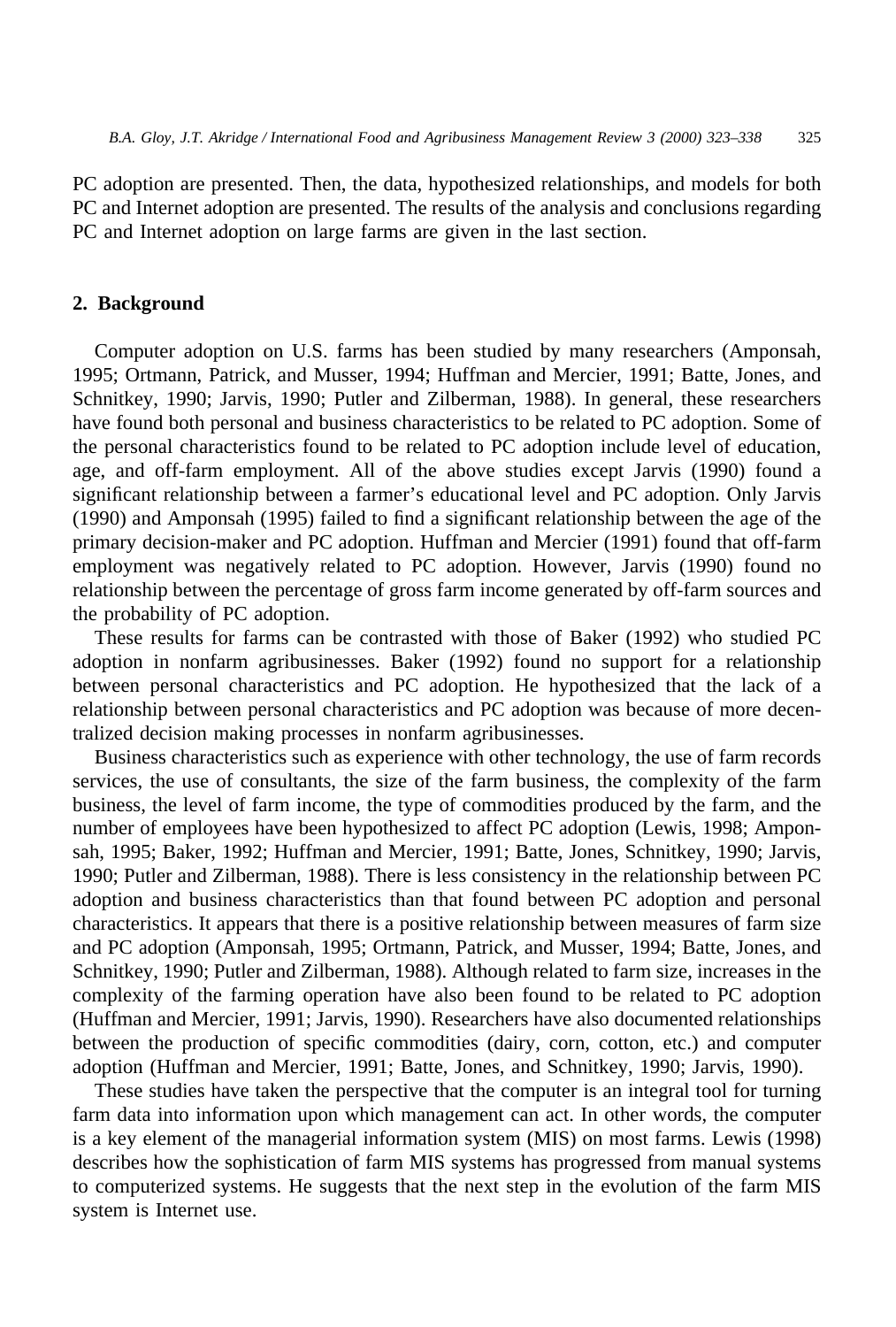PC adoption are presented. Then, the data, hypothesized relationships, and models for both PC and Internet adoption are presented. The results of the analysis and conclusions regarding PC and Internet adoption on large farms are given in the last section.

## 2. Background

Computer adoption on U.S. farms has been studied by many researchers (Amponsah, 1995; Ortmann, Patrick, and Musser, 1994; Huffman and Mercier, 1991; Batte, Jones, and Schnitkey, 1990; Jarvis, 1990; Putler and Zilberman, 1988). In general, these researchers have found both personal and business characteristics to be related to PC adoption. Some of the personal characteristics found to be related to PC adoption include level of education, age, and off-farm employment. All of the above studies except Jarvis (1990) found a significant relationship between a farmer's educational level and PC adoption. Only Jarvis (1990) and Amponsah (1995) failed to find a significant relationship between the age of the primary decision-maker and PC adoption. Huffman and Mercier (1991) found that off-farm employment was negatively related to PC adoption. However, Jarvis (1990) found no relationship between the percentage of gross farm income generated by off-farm sources and the probability of PC adoption.

These results for farms can be contrasted with those of Baker (1992) who studied PC adoption in nonfarm agribusinesses. Baker (1992) found no support for a relationship between personal characteristics and PC adoption. He hypothesized that the lack of a relationship between personal characteristics and PC adoption was because of more decentralized decision making processes in nonfarm agribusinesses.

Business characteristics such as experience with other technology, the use of farm records services, the use of consultants, the size of the farm business, the complexity of the farm business, the level of farm income, the type of commodities produced by the farm, and the number of employees have been hypothesized to affect PC adoption (Lewis, 1998; Amponsah, 1995; Baker, 1992; Huffman and Mercier, 1991; Batte, Jones, Schnitkey, 1990; Jarvis, 1990; Putler and Zilberman, 1988). There is less consistency in the relationship between PC adoption and business characteristics than that found between PC adoption and personal characteristics. It appears that there is a positive relationship between measures of farm size and PC adoption (Amponsah, 1995; Ortmann, Patrick, and Musser, 1994; Batte, Jones, and Schnitkey, 1990; Putler and Zilberman, 1988). Although related to farm size, increases in the complexity of the farming operation have also been found to be related to PC adoption (Huffman and Mercier, 1991; Jarvis, 1990). Researchers have also documented relationships between the production of specific commodities (dairy, corn, cotton, etc.) and computer adoption (Huffman and Mercier, 1991; Batte, Jones, and Schnitkey, 1990; Jarvis, 1990).

These studies have taken the perspective that the computer is an integral tool for turning farm data into information upon which management can act. In other words, the computer is a key element of the managerial information system (MIS) on most farms. Lewis (1998) describes how the sophistication of farm MIS systems has progressed from manual systems to computerized systems. He suggests that the next step in the evolution of the farm MIS system is Internet use.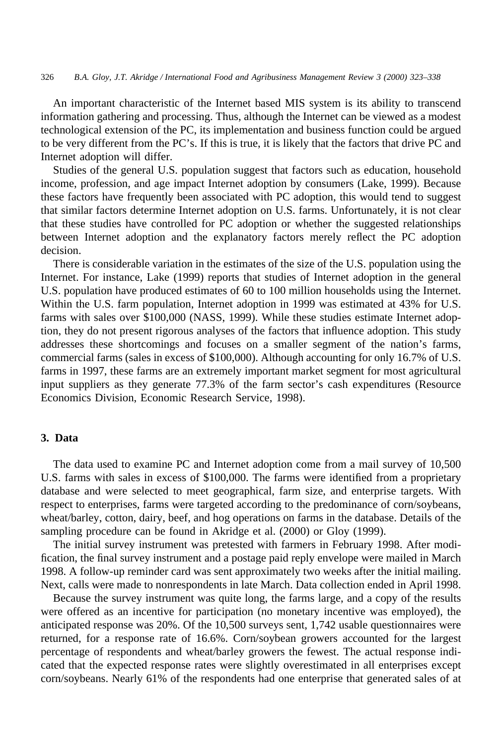An important characteristic of the Internet based MIS system is its ability to transcend information gathering and processing. Thus, although the Internet can be viewed as a modest technological extension of the PC, its implementation and business function could be argued to be very different from the PC's. If this is true, it is likely that the factors that drive PC and Internet adoption will differ.

Studies of the general U.S. population suggest that factors such as education, household income, profession, and age impact Internet adoption by consumers (Lake, 1999). Because these factors have frequently been associated with PC adoption, this would tend to suggest that similar factors determine Internet adoption on U.S. farms. Unfortunately, it is not clear that these studies have controlled for PC adoption or whether the suggested relationships between Internet adoption and the explanatory factors merely reflect the PC adoption decision.

There is considerable variation in the estimates of the size of the U.S. population using the Internet. For instance, Lake (1999) reports that studies of Internet adoption in the general U.S. population have produced estimates of 60 to 100 million households using the Internet. Within the U.S. farm population, Internet adoption in 1999 was estimated at 43% for U.S. farms with sales over \$100,000 (NASS, 1999). While these studies estimate Internet adoption, they do not present rigorous analyses of the factors that influence adoption. This study addresses these shortcomings and focuses on a smaller segment of the nation's farms, commercial farms (sales in excess of \$100,000). Although accounting for only 16.7% of U.S. farms in 1997, these farms are an extremely important market segment for most agricultural input suppliers as they generate 77.3% of the farm sector's cash expenditures (Resource Economics Division, Economic Research Service, 1998).

## 3. Data

The data used to examine PC and Internet adoption come from a mail survey of 10,500 U.S. farms with sales in excess of \$100,000. The farms were identified from a proprietary database and were selected to meet geographical, farm size, and enterprise targets. With respect to enterprises, farms were targeted according to the predominance of corn/soybeans, wheat/barley, cotton, dairy, beef, and hog operations on farms in the database. Details of the sampling procedure can be found in Akridge et al. (2000) or Gloy (1999).

The initial survey instrument was pretested with farmers in February 1998. After modification, the final survey instrument and a postage paid reply envelope were mailed in March 1998. A follow-up reminder card was sent approximately two weeks after the initial mailing. Next, calls were made to nonrespondents in late March. Data collection ended in April 1998.

Because the survey instrument was quite long, the farms large, and a copy of the results were offered as an incentive for participation (no monetary incentive was employed), the anticipated response was 20%. Of the 10,500 surveys sent, 1,742 usable questionnaires were returned, for a response rate of 16.6%. Corn/soybean growers accounted for the largest percentage of respondents and wheat/barley growers the fewest. The actual response indicated that the expected response rates were slightly overestimated in all enterprises except corn/soybeans. Nearly 61% of the respondents had one enterprise that generated sales of at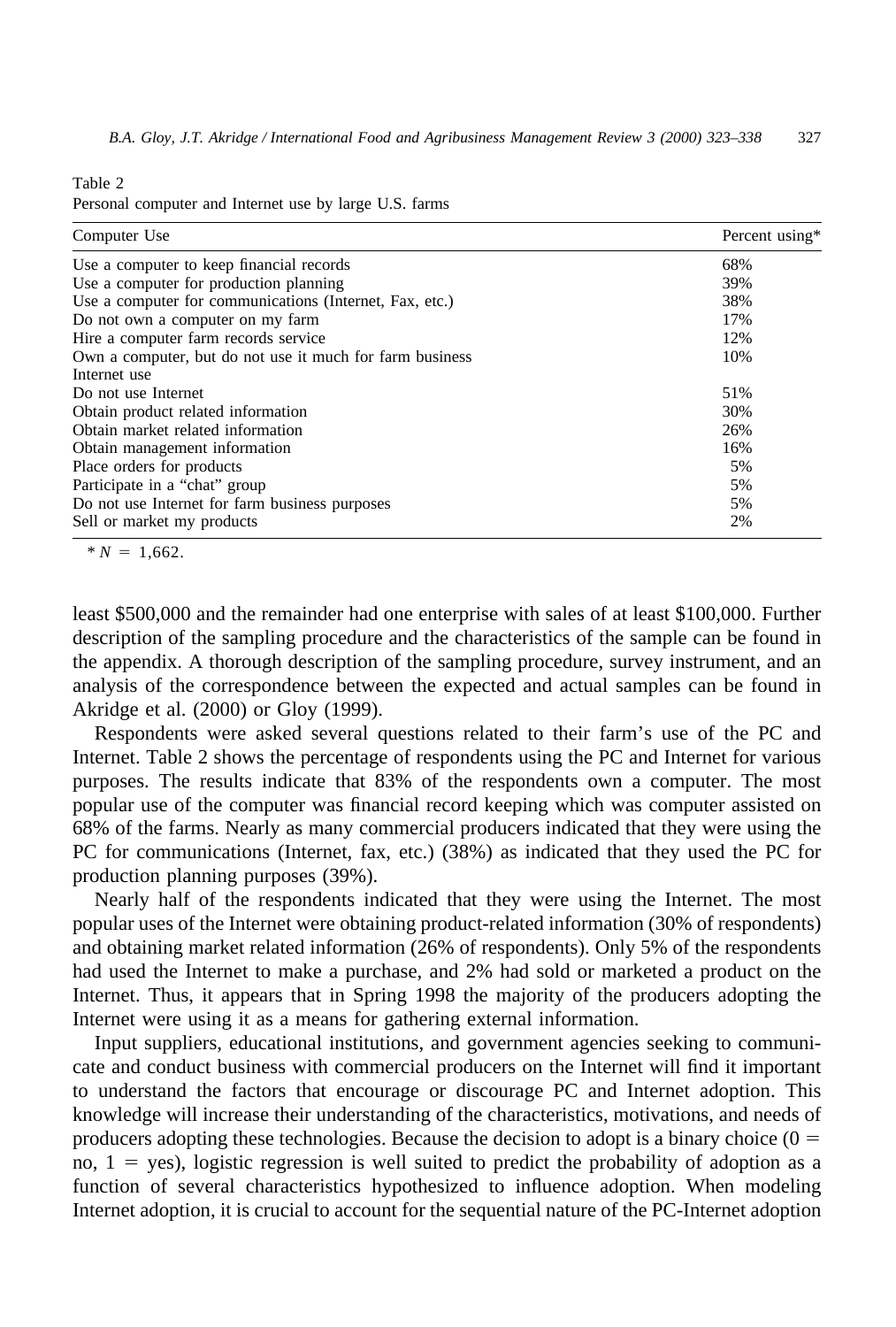Table 2
Personal computer and Internet use by large U.S. farms

| Computer Use | Percent using* |
|---|---|
| Use a computer to keep financial records | 68% |
| Use a computer for production planning | 39% |
| Use a computer for communications (Internet, Fax, etc.) | 38% |
| Do not own a computer on my farm | 17% |
| Hire a computer farm records service | 12% |
| Own a computer, but do not use it much for farm business | 10% |
| Internet use | |
| Do not use Internet | 51% |
| Obtain product related information | 30% |
| Obtain market related information | 26% |
| Obtain management information | 16% |
| Place orders for products | 5% |
| Participate in a "chat" group | 5% |
| Do not use Internet for farm business purposes | 5% |
| Sell or market my products | 2% |

* $N = 1,662$.

least \$500,000 and the remainder had one enterprise with sales of at least \$100,000. Further description of the sampling procedure and the characteristics of the sample can be found in the appendix. A thorough description of the sampling procedure, survey instrument, and an analysis of the correspondence between the expected and actual samples can be found in Akridge et al. (2000) or Gloy (1999).

Respondents were asked several questions related to their farm's use of the PC and Internet. Table 2 shows the percentage of respondents using the PC and Internet for various purposes. The results indicate that 83% of the respondents own a computer. The most popular use of the computer was financial record keeping which was computer assisted on 68% of the farms. Nearly as many commercial producers indicated that they were using the PC for communications (Internet, fax, etc.) (38%) as indicated that they used the PC for production planning purposes (39%).

Nearly half of the respondents indicated that they were using the Internet. The most popular uses of the Internet were obtaining product-related information (30% of respondents) and obtaining market related information (26% of respondents). Only 5% of the respondents had used the Internet to make a purchase, and 2% had sold or marketed a product on the Internet. Thus, it appears that in Spring 1998 the majority of the producers adopting the Internet were using it as a means for gathering external information.

Input suppliers, educational institutions, and government agencies seeking to communicate and conduct business with commercial producers on the Internet will find it important to understand the factors that encourage or discourage PC and Internet adoption. This knowledge will increase their understanding of the characteristics, motivations, and needs of producers adopting these technologies. Because the decision to adopt is a binary choice ($0 =$ no, $1 =$ yes), logistic regression is well suited to predict the probability of adoption as a function of several characteristics hypothesized to influence adoption. When modeling Internet adoption, it is crucial to account for the sequential nature of the PC-Internet adoption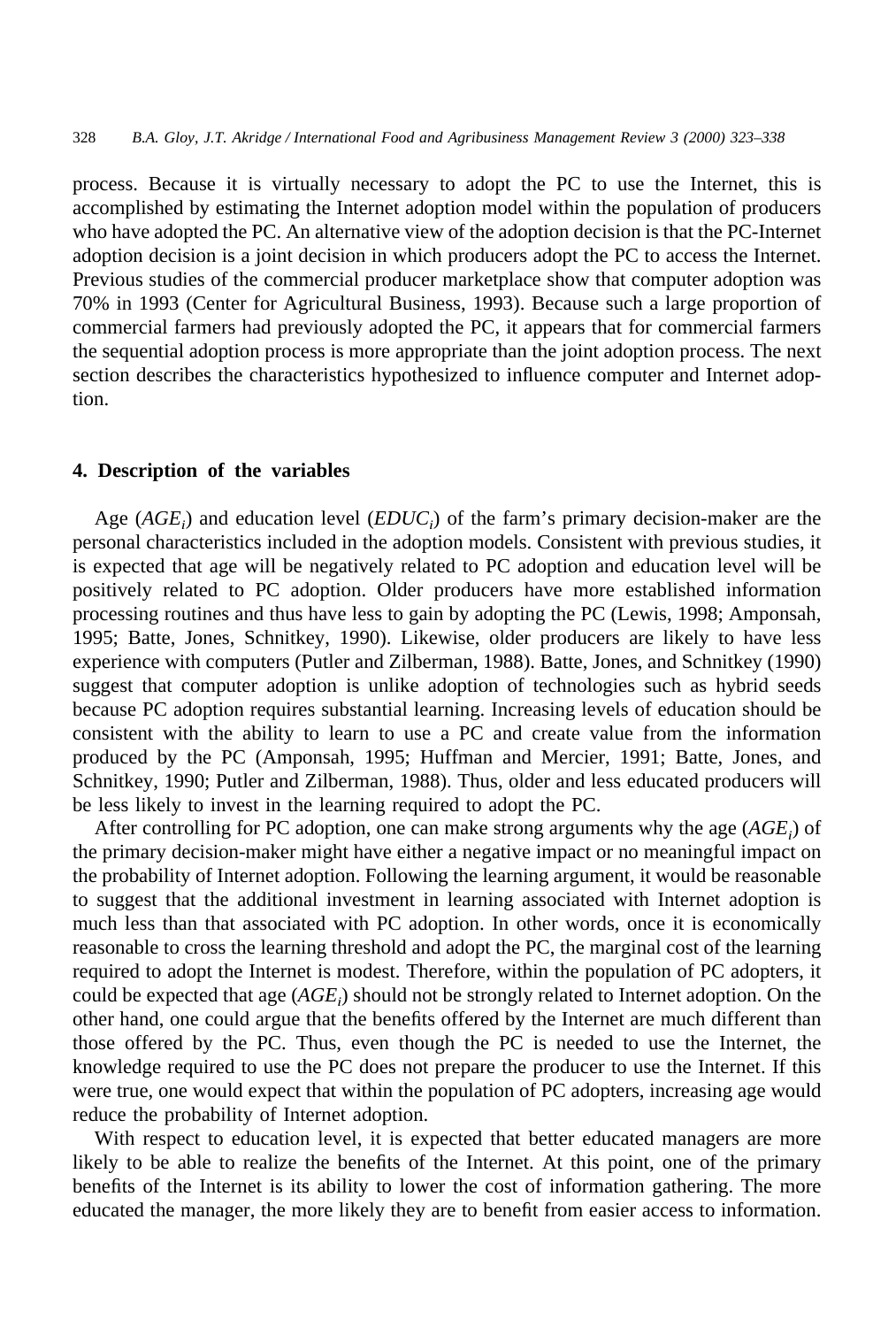process. Because it is virtually necessary to adopt the PC to use the Internet, this is accomplished by estimating the Internet adoption model within the population of producers who have adopted the PC. An alternative view of the adoption decision is that the PC-Internet adoption decision is a joint decision in which producers adopt the PC to access the Internet. Previous studies of the commercial producer marketplace show that computer adoption was 70% in 1993 (Center for Agricultural Business, 1993). Because such a large proportion of commercial farmers had previously adopted the PC, it appears that for commercial farmers the sequential adoption process is more appropriate than the joint adoption process. The next section describes the characteristics hypothesized to influence computer and Internet adoption.

## 4. Description of the variables

Age ($AGE_i$) and education level ($EDUC_i$) of the farm's primary decision-maker are the personal characteristics included in the adoption models. Consistent with previous studies, it is expected that age will be negatively related to PC adoption and education level will be positively related to PC adoption. Older producers have more established information processing routines and thus have less to gain by adopting the PC (Lewis, 1998; Amponsah, 1995; Batte, Jones, Schnitkey, 1990). Likewise, older producers are likely to have less experience with computers (Putler and Zilberman, 1988). Batte, Jones, and Schnitkey (1990) suggest that computer adoption is unlike adoption of technologies such as hybrid seeds because PC adoption requires substantial learning. Increasing levels of education should be consistent with the ability to learn to use a PC and create value from the information produced by the PC (Amponsah, 1995; Huffman and Mercier, 1991; Batte, Jones, and Schnitkey, 1990; Putler and Zilberman, 1988). Thus, older and less educated producers will be less likely to invest in the learning required to adopt the PC.

After controlling for PC adoption, one can make strong arguments why the age ($AGE_i$) of the primary decision-maker might have either a negative impact or no meaningful impact on the probability of Internet adoption. Following the learning argument, it would be reasonable to suggest that the additional investment in learning associated with Internet adoption is much less than that associated with PC adoption. In other words, once it is economically reasonable to cross the learning threshold and adopt the PC, the marginal cost of the learning required to adopt the Internet is modest. Therefore, within the population of PC adopters, it could be expected that age ($AGE_i$) should not be strongly related to Internet adoption. On the other hand, one could argue that the benefits offered by the Internet are much different than those offered by the PC. Thus, even though the PC is needed to use the Internet, the knowledge required to use the PC does not prepare the producer to use the Internet. If this were true, one would expect that within the population of PC adopters, increasing age would reduce the probability of Internet adoption.

With respect to education level, it is expected that better educated managers are more likely to be able to realize the benefits of the Internet. At this point, one of the primary benefits of the Internet is its ability to lower the cost of information gathering. The more educated the manager, the more likely they are to benefit from easier access to information.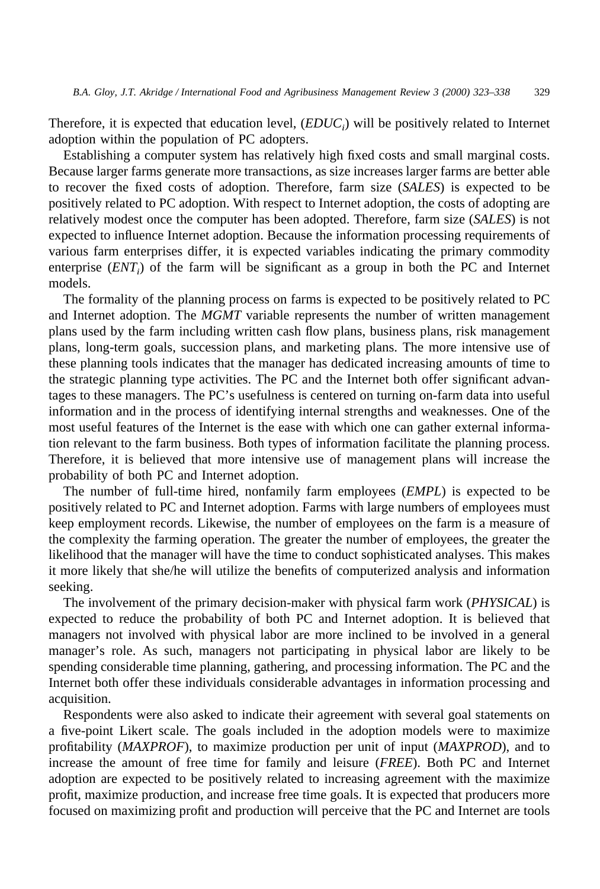Therefore, it is expected that education level, ($EDUC_i$) will be positively related to Internet adoption within the population of PC adopters.

Establishing a computer system has relatively high fixed costs and small marginal costs. Because larger farms generate more transactions, as size increases larger farms are better able to recover the fixed costs of adoption. Therefore, farm size (*SALES*) is expected to be positively related to PC adoption. With respect to Internet adoption, the costs of adopting are relatively modest once the computer has been adopted. Therefore, farm size (*SALES*) is not expected to influence Internet adoption. Because the information processing requirements of various farm enterprises differ, it is expected variables indicating the primary commodity enterprise ($ENT_i$) of the farm will be significant as a group in both the PC and Internet models.

The formality of the planning process on farms is expected to be positively related to PC and Internet adoption. The *MGMT* variable represents the number of written management plans used by the farm including written cash flow plans, business plans, risk management plans, long-term goals, succession plans, and marketing plans. The more intensive use of these planning tools indicates that the manager has dedicated increasing amounts of time to the strategic planning type activities. The PC and the Internet both offer significant advantages to these managers. The PC's usefulness is centered on turning on-farm data into useful information and in the process of identifying internal strengths and weaknesses. One of the most useful features of the Internet is the ease with which one can gather external information relevant to the farm business. Both types of information facilitate the planning process. Therefore, it is believed that more intensive use of management plans will increase the probability of both PC and Internet adoption.

The number of full-time hired, nonfamily farm employees (*EMPL*) is expected to be positively related to PC and Internet adoption. Farms with large numbers of employees must keep employment records. Likewise, the number of employees on the farm is a measure of the complexity the farming operation. The greater the number of employees, the greater the likelihood that the manager will have the time to conduct sophisticated analyses. This makes it more likely that she/he will utilize the benefits of computerized analysis and information seeking.

The involvement of the primary decision-maker with physical farm work (*PHYSICAL*) is expected to reduce the probability of both PC and Internet adoption. It is believed that managers not involved with physical labor are more inclined to be involved in a general manager's role. As such, managers not participating in physical labor are likely to be spending considerable time planning, gathering, and processing information. The PC and the Internet both offer these individuals considerable advantages in information processing and acquisition.

Respondents were also asked to indicate their agreement with several goal statements on a five-point Likert scale. The goals included in the adoption models were to maximize profitability (*MAXPROF*), to maximize production per unit of input (*MAXPROD*), and to increase the amount of free time for family and leisure (*FREE*). Both PC and Internet adoption are expected to be positively related to increasing agreement with the maximize profit, maximize production, and increase free time goals. It is expected that producers more focused on maximizing profit and production will perceive that the PC and Internet are tools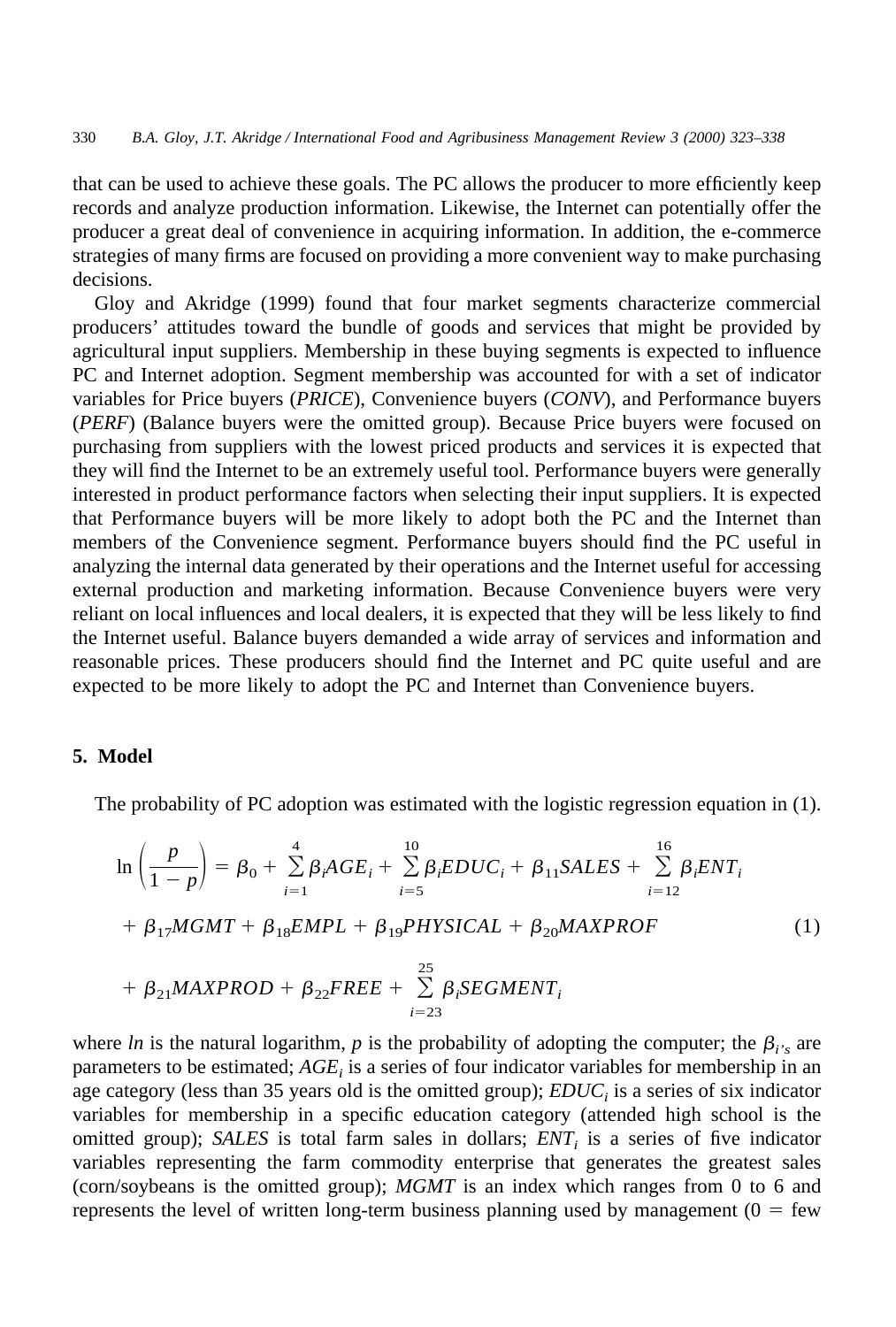that can be used to achieve these goals. The PC allows the producer to more efficiently keep records and analyze production information. Likewise, the Internet can potentially offer the producer a great deal of convenience in acquiring information. In addition, the e-commerce strategies of many firms are focused on providing a more convenient way to make purchasing decisions.

Gloy and Akridge (1999) found that four market segments characterize commercial producers' attitudes toward the bundle of goods and services that might be provided by agricultural input suppliers. Membership in these buying segments is expected to influence PC and Internet adoption. Segment membership was accounted for with a set of indicator variables for Price buyers (*PRICE*), Convenience buyers (*CONV*), and Performance buyers (*PERF*) (Balance buyers were the omitted group). Because Price buyers were focused on purchasing from suppliers with the lowest priced products and services it is expected that they will find the Internet to be an extremely useful tool. Performance buyers were generally interested in product performance factors when selecting their input suppliers. It is expected that Performance buyers will be more likely to adopt both the PC and the Internet than members of the Convenience segment. Performance buyers should find the PC useful in analyzing the internal data generated by their operations and the Internet useful for accessing external production and marketing information. Because Convenience buyers were very reliant on local influences and local dealers, it is expected that they will be less likely to find the Internet useful. Balance buyers demanded a wide array of services and information and reasonable prices. These producers should find the Internet and PC quite useful and are expected to be more likely to adopt the PC and Internet than Convenience buyers.

## 5. Model

The probability of PC adoption was estimated with the logistic regression equation in (1).

$$\ln\left(\frac{p}{1-p}\right) = \beta_0 + \sum_{i=1}^{4} \beta_i AGE_i + \sum_{i=5}^{10} \beta_i EDUC_i + \beta_{11} SALES + \sum_{i=12}^{16} \beta_i ENT_i + \beta_{17} MGMT + \beta_{18} EMPL + \beta_{19} PHYSICAL + \beta_{20} MAXPROF + \beta_{21} MAXPROD + \beta_{22} FREE + \sum_{i=23}^{25} \beta_i SEGMENT_i \quad (1)$$

where *ln* is the natural logarithm, *p* is the probability of adopting the computer; the $\beta_{i's}$ are parameters to be estimated; $AGE_i$ is a series of four indicator variables for membership in an age category (less than 35 years old is the omitted group); $EDUC_i$ is a series of six indicator variables for membership in a specific education category (attended high school is the omitted group); *SALES* is total farm sales in dollars; $ENT_i$ is a series of five indicator variables representing the farm commodity enterprise that generates the greatest sales (corn/soybeans is the omitted group); *MGMT* is an index which ranges from 0 to 6 and represents the level of written long-term business planning used by management (0 = few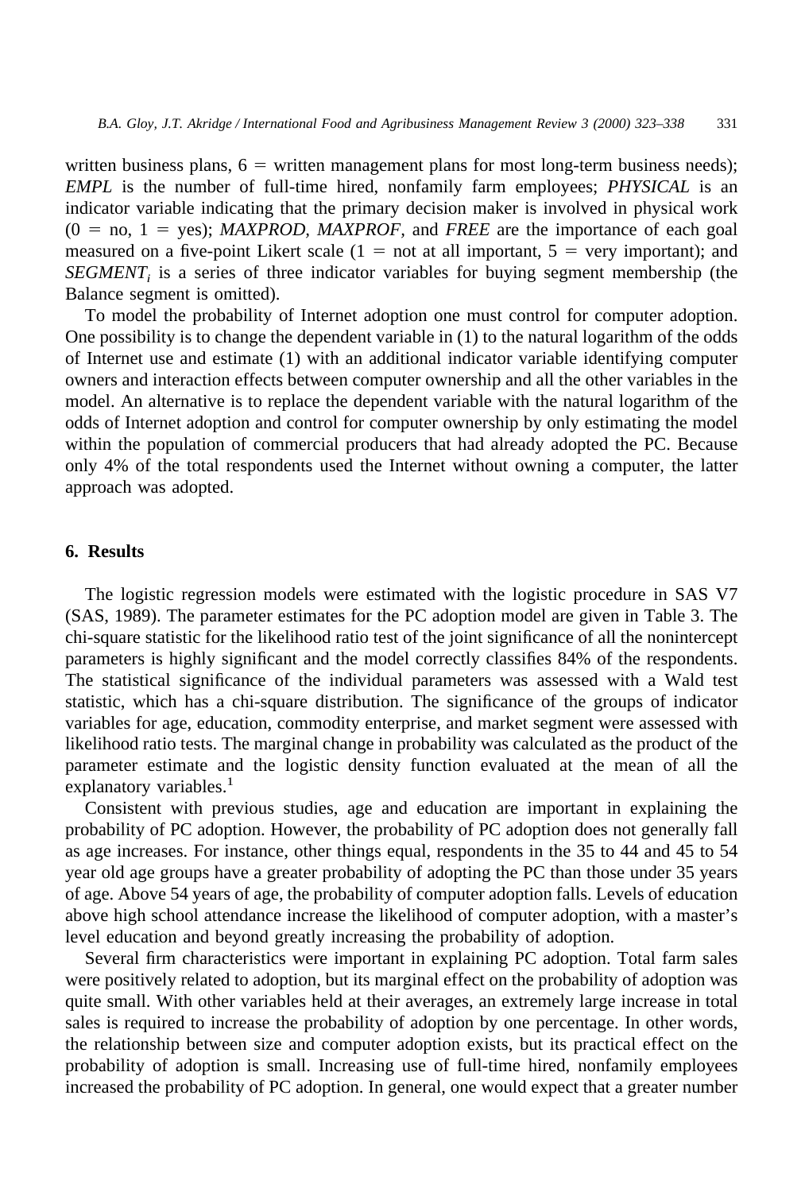written business plans, 6 = written management plans for most long-term business needs); *EMPL* is the number of full-time hired, nonfamily farm employees; *PHYSICAL* is an indicator variable indicating that the primary decision maker is involved in physical work (0 = no, 1 = yes); *MAXPROD*, *MAXPROF*, and *FREE* are the importance of each goal measured on a five-point Likert scale (1 = not at all important, 5 = very important); and $SEGMENT_i$ is a series of three indicator variables for buying segment membership (the Balance segment is omitted).

To model the probability of Internet adoption one must control for computer adoption. One possibility is to change the dependent variable in (1) to the natural logarithm of the odds of Internet use and estimate (1) with an additional indicator variable identifying computer owners and interaction effects between computer ownership and all the other variables in the model. An alternative is to replace the dependent variable with the natural logarithm of the odds of Internet adoption and control for computer ownership by only estimating the model within the population of commercial producers that had already adopted the PC. Because only 4% of the total respondents used the Internet without owning a computer, the latter approach was adopted.

## 6. Results

The logistic regression models were estimated with the logistic procedure in SAS V7 (SAS, 1989). The parameter estimates for the PC adoption model are given in Table 3. The chi-square statistic for the likelihood ratio test of the joint significance of all the nonintercept parameters is highly significant and the model correctly classifies 84% of the respondents. The statistical significance of the individual parameters was assessed with a Wald test statistic, which has a chi-square distribution. The significance of the groups of indicator variables for age, education, commodity enterprise, and market segment were assessed with likelihood ratio tests. The marginal change in probability was calculated as the product of the parameter estimate and the logistic density function evaluated at the mean of all the explanatory variables.[1]

Consistent with previous studies, age and education are important in explaining the probability of PC adoption. However, the probability of PC adoption does not generally fall as age increases. For instance, other things equal, respondents in the 35 to 44 and 45 to 54 year old age groups have a greater probability of adopting the PC than those under 35 years of age. Above 54 years of age, the probability of computer adoption falls. Levels of education above high school attendance increase the likelihood of computer adoption, with a master's level education and beyond greatly increasing the probability of adoption.

Several firm characteristics were important in explaining PC adoption. Total farm sales were positively related to adoption, but its marginal effect on the probability of adoption was quite small. With other variables held at their averages, an extremely large increase in total sales is required to increase the probability of adoption by one percentage. In other words, the relationship between size and computer adoption exists, but its practical effect on the probability of adoption is small. Increasing use of full-time hired, nonfamily employees increased the probability of PC adoption. In general, one would expect that a greater number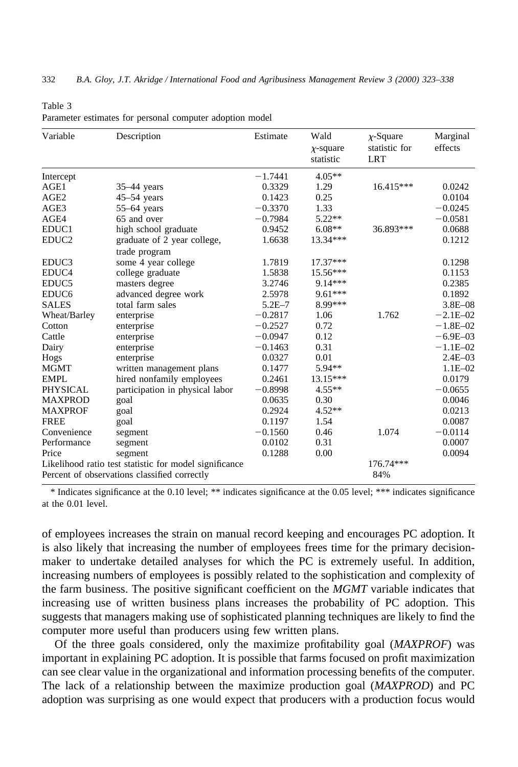Table 3
Parameter estimates for personal computer adoption model

| Variable | Description | Estimate | Wald $\chi$-square statistic | $\chi$-Square statistic for LRT | Marginal effects |
|---|---|---|---|---|---|
| Intercept | | −1.7441 | 4.05** | | |
| AGE1 | 35–44 years | 0.3329 | 1.29 | 16.415*** | 0.0242 |
| AGE2 | 45–54 years | 0.1423 | 0.25 | | 0.0104 |
| AGE3 | 55–64 years | −0.3370 | 1.33 | | −0.0245 |
| AGE4 | 65 and over | −0.7984 | 5.22** | | −0.0581 |
| EDUC1 | high school graduate | 0.9452 | 6.08** | 36.893*** | 0.0688 |
| EDUC2 | graduate of 2 year college, trade program | 1.6638 | 13.34*** | | 0.1212 |
| EDUC3 | some 4 year college | 1.7819 | 17.37*** | | 0.1298 |
| EDUC4 | college graduate | 1.5838 | 15.56*** | | 0.1153 |
| EDUC5 | masters degree | 3.2746 | 9.14*** | | 0.2385 |
| EDUC6 | advanced degree work | 2.5978 | 9.61*** | | 0.1892 |
| SALES | total farm sales | 5.2E–7 | 8.99*** | | 3.8E–08 |
| Wheat/Barley | enterprise | −0.2817 | 1.06 | 1.762 | −2.1E–02 |
| Cotton | enterprise | −0.2527 | 0.72 | | −1.8E–02 |
| Cattle | enterprise | −0.0947 | 0.12 | | −6.9E–03 |
| Dairy | enterprise | −0.1463 | 0.31 | | −1.1E–02 |
| Hogs | enterprise | 0.0327 | 0.01 | | 2.4E–03 |
| MGMT | written management plans | 0.1477 | 5.94** | | 1.1E–02 |
| EMPL | hired nonfamily employees | 0.2461 | 13.15*** | | 0.0179 |
| PHYSICAL | participation in physical labor | −0.8998 | 4.55** | | −0.0655 |
| MAXPROD | goal | 0.0635 | 0.30 | | 0.0046 |
| MAXPROF | goal | 0.2924 | 4.52** | | 0.0213 |
| FREE | goal | 0.1197 | 1.54 | | 0.0087 |
| Convenience | segment | −0.1560 | 0.46 | 1.074 | −0.0114 |
| Performance | segment | 0.0102 | 0.31 | | 0.0007 |
| Price | segment | 0.1288 | 0.00 | | 0.0094 |
| Likelihood ratio test statistic for model significance | | | | 176.74*** | |
| Percent of observations classified correctly | | | | 84% | |

\* Indicates significance at the 0.10 level; ** indicates significance at the 0.05 level; *** indicates significance at the 0.01 level.

of employees increases the strain on manual record keeping and encourages PC adoption. It is also likely that increasing the number of employees frees time for the primary decision-maker to undertake detailed analyses for which the PC is extremely useful. In addition, increasing numbers of employees is possibly related to the sophistication and complexity of the farm business. The positive significant coefficient on the *MGMT* variable indicates that increasing use of written business plans increases the probability of PC adoption. This suggests that managers making use of sophisticated planning techniques are likely to find the computer more useful than producers using few written plans.

Of the three goals considered, only the maximize profitability goal (*MAXPROF*) was important in explaining PC adoption. It is possible that farms focused on profit maximization can see clear value in the organizational and information processing benefits of the computer. The lack of a relationship between the maximize production goal (*MAXPROD*) and PC adoption was surprising as one would expect that producers with a production focus would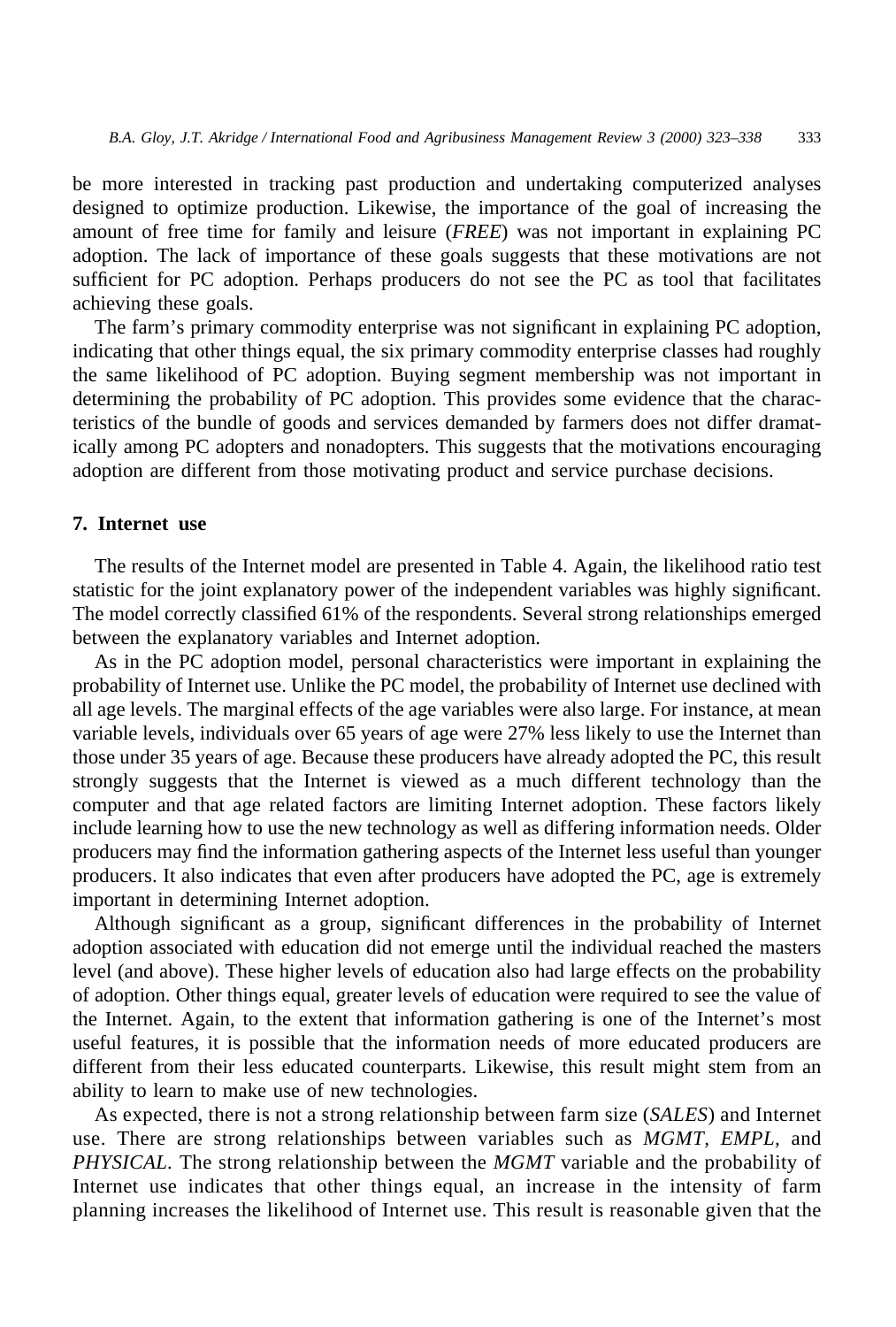be more interested in tracking past production and undertaking computerized analyses designed to optimize production. Likewise, the importance of the goal of increasing the amount of free time for family and leisure (*FREE*) was not important in explaining PC adoption. The lack of importance of these goals suggests that these motivations are not sufficient for PC adoption. Perhaps producers do not see the PC as tool that facilitates achieving these goals.

The farm's primary commodity enterprise was not significant in explaining PC adoption, indicating that other things equal, the six primary commodity enterprise classes had roughly the same likelihood of PC adoption. Buying segment membership was not important in determining the probability of PC adoption. This provides some evidence that the characteristics of the bundle of goods and services demanded by farmers does not differ dramatically among PC adopters and nonadopters. This suggests that the motivations encouraging adoption are different from those motivating product and service purchase decisions.

## 7. Internet use

The results of the Internet model are presented in Table 4. Again, the likelihood ratio test statistic for the joint explanatory power of the independent variables was highly significant. The model correctly classified 61% of the respondents. Several strong relationships emerged between the explanatory variables and Internet adoption.

As in the PC adoption model, personal characteristics were important in explaining the probability of Internet use. Unlike the PC model, the probability of Internet use declined with all age levels. The marginal effects of the age variables were also large. For instance, at mean variable levels, individuals over 65 years of age were 27% less likely to use the Internet than those under 35 years of age. Because these producers have already adopted the PC, this result strongly suggests that the Internet is viewed as a much different technology than the computer and that age related factors are limiting Internet adoption. These factors likely include learning how to use the new technology as well as differing information needs. Older producers may find the information gathering aspects of the Internet less useful than younger producers. It also indicates that even after producers have adopted the PC, age is extremely important in determining Internet adoption.

Although significant as a group, significant differences in the probability of Internet adoption associated with education did not emerge until the individual reached the masters level (and above). These higher levels of education also had large effects on the probability of adoption. Other things equal, greater levels of education were required to see the value of the Internet. Again, to the extent that information gathering is one of the Internet's most useful features, it is possible that the information needs of more educated producers are different from their less educated counterparts. Likewise, this result might stem from an ability to learn to make use of new technologies.

As expected, there is not a strong relationship between farm size (*SALES*) and Internet use. There are strong relationships between variables such as *MGMT*, *EMPL*, and *PHYSICAL*. The strong relationship between the *MGMT* variable and the probability of Internet use indicates that other things equal, an increase in the intensity of farm planning increases the likelihood of Internet use. This result is reasonable given that the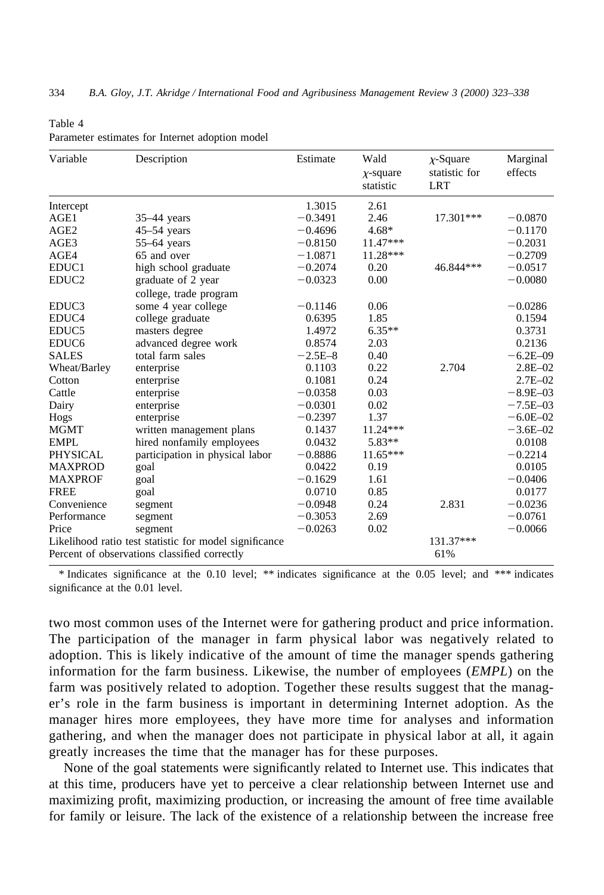Table 4
Parameter estimates for Internet adoption model

| Variable | Description | Estimate | Wald $\chi$-square statistic | $\chi$-Square statistic for LRT | Marginal effects |
|---|---|---|---|---|---|
| Intercept | | 1.3015 | 2.61 | | |
| AGE1 | 35–44 years | −0.3491 | 2.46 | 17.301*** | −0.0870 |
| AGE2 | 45–54 years | −0.4696 | 4.68* | | −0.1170 |
| AGE3 | 55–64 years | −0.8150 | 11.47*** | | −0.2031 |
| AGE4 | 65 and over | −1.0871 | 11.28*** | | −0.2709 |
| EDUC1 | high school graduate | −0.2074 | 0.20 | 46.844*** | −0.0517 |
| EDUC2 | graduate of 2 year college, trade program | −0.0323 | 0.00 | | −0.0080 |
| EDUC3 | some 4 year college | −0.1146 | 0.06 | | −0.0286 |
| EDUC4 | college graduate | 0.6395 | 1.85 | | 0.1594 |
| EDUC5 | masters degree | 1.4972 | 6.35** | | 0.3731 |
| EDUC6 | advanced degree work | 0.8574 | 2.03 | | 0.2136 |
| SALES | total farm sales | −2.5E–8 | 0.40 | | −6.2E–09 |
| Wheat/Barley | enterprise | 0.1103 | 0.22 | 2.704 | 2.8E–02 |
| Cotton | enterprise | 0.1081 | 0.24 | | 2.7E–02 |
| Cattle | enterprise | −0.0358 | 0.03 | | −8.9E–03 |
| Dairy | enterprise | −0.0301 | 0.02 | | −7.5E–03 |
| Hogs | enterprise | −0.2397 | 1.37 | | −6.0E–02 |
| MGMT | written management plans | 0.1437 | 11.24*** | | −3.6E–02 |
| EMPL | hired nonfamily employees | 0.0432 | 5.83** | | 0.0108 |
| PHYSICAL | participation in physical labor | −0.8886 | 11.65*** | | −0.2214 |
| MAXPROD | goal | 0.0422 | 0.19 | | 0.0105 |
| MAXPROF | goal | −0.1629 | 1.61 | | −0.0406 |
| FREE | goal | 0.0710 | 0.85 | | 0.0177 |
| Convenience | segment | −0.0948 | 0.24 | 2.831 | −0.0236 |
| Performance | segment | −0.3053 | 2.69 | | −0.0761 |
| Price | segment | −0.0263 | 0.02 | | −0.0066 |
| Likelihood ratio test statistic for model significance | | | | 131.37*** | |
| Percent of observations classified correctly | | | | 61% | |

* Indicates significance at the 0.10 level; ** indicates significance at the 0.05 level; and *** indicates significance at the 0.01 level.

two most common uses of the Internet were for gathering product and price information. The participation of the manager in farm physical labor was negatively related to adoption. This is likely indicative of the amount of time the manager spends gathering information for the farm business. Likewise, the number of employees (*EMPL*) on the farm was positively related to adoption. Together these results suggest that the manager's role in the farm business is important in determining Internet adoption. As the manager hires more employees, they have more time for analyses and information gathering, and when the manager does not participate in physical labor at all, it again greatly increases the time that the manager has for these purposes.

None of the goal statements were significantly related to Internet use. This indicates that at this time, producers have yet to perceive a clear relationship between Internet use and maximizing profit, maximizing production, or increasing the amount of free time available for family or leisure. The lack of the existence of a relationship between the increase free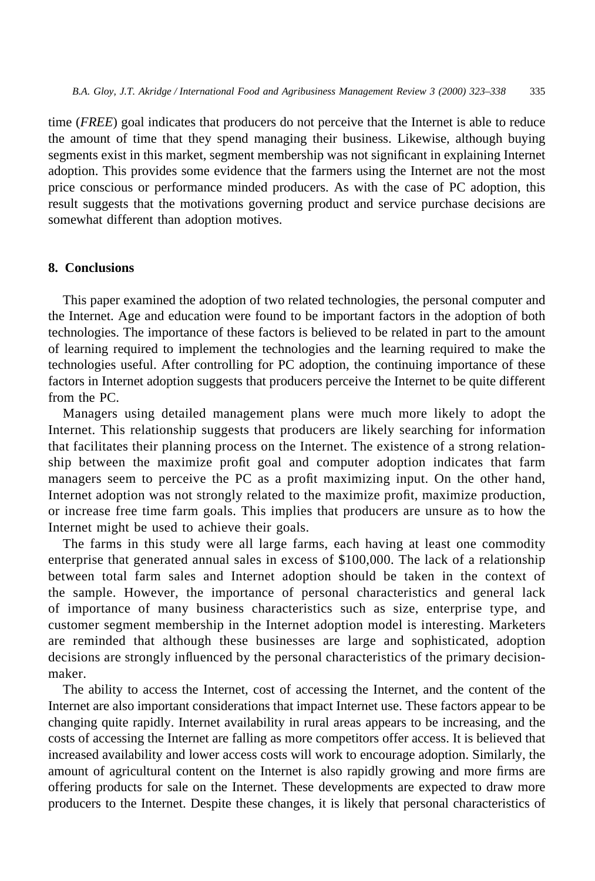time (*FREE*) goal indicates that producers do not perceive that the Internet is able to reduce the amount of time that they spend managing their business. Likewise, although buying segments exist in this market, segment membership was not significant in explaining Internet adoption. This provides some evidence that the farmers using the Internet are not the most price conscious or performance minded producers. As with the case of PC adoption, this result suggests that the motivations governing product and service purchase decisions are somewhat different than adoption motives.

## 8. Conclusions

This paper examined the adoption of two related technologies, the personal computer and the Internet. Age and education were found to be important factors in the adoption of both technologies. The importance of these factors is believed to be related in part to the amount of learning required to implement the technologies and the learning required to make the technologies useful. After controlling for PC adoption, the continuing importance of these factors in Internet adoption suggests that producers perceive the Internet to be quite different from the PC.

Managers using detailed management plans were much more likely to adopt the Internet. This relationship suggests that producers are likely searching for information that facilitates their planning process on the Internet. The existence of a strong relationship between the maximize profit goal and computer adoption indicates that farm managers seem to perceive the PC as a profit maximizing input. On the other hand, Internet adoption was not strongly related to the maximize profit, maximize production, or increase free time farm goals. This implies that producers are unsure as to how the Internet might be used to achieve their goals.

The farms in this study were all large farms, each having at least one commodity enterprise that generated annual sales in excess of \$100,000. The lack of a relationship between total farm sales and Internet adoption should be taken in the context of the sample. However, the importance of personal characteristics and general lack of importance of many business characteristics such as size, enterprise type, and customer segment membership in the Internet adoption model is interesting. Marketers are reminded that although these businesses are large and sophisticated, adoption decisions are strongly influenced by the personal characteristics of the primary decision-maker.

The ability to access the Internet, cost of accessing the Internet, and the content of the Internet are also important considerations that impact Internet use. These factors appear to be changing quite rapidly. Internet availability in rural areas appears to be increasing, and the costs of accessing the Internet are falling as more competitors offer access. It is believed that increased availability and lower access costs will work to encourage adoption. Similarly, the amount of agricultural content on the Internet is also rapidly growing and more firms are offering products for sale on the Internet. These developments are expected to draw more producers to the Internet. Despite these changes, it is likely that personal characteristics of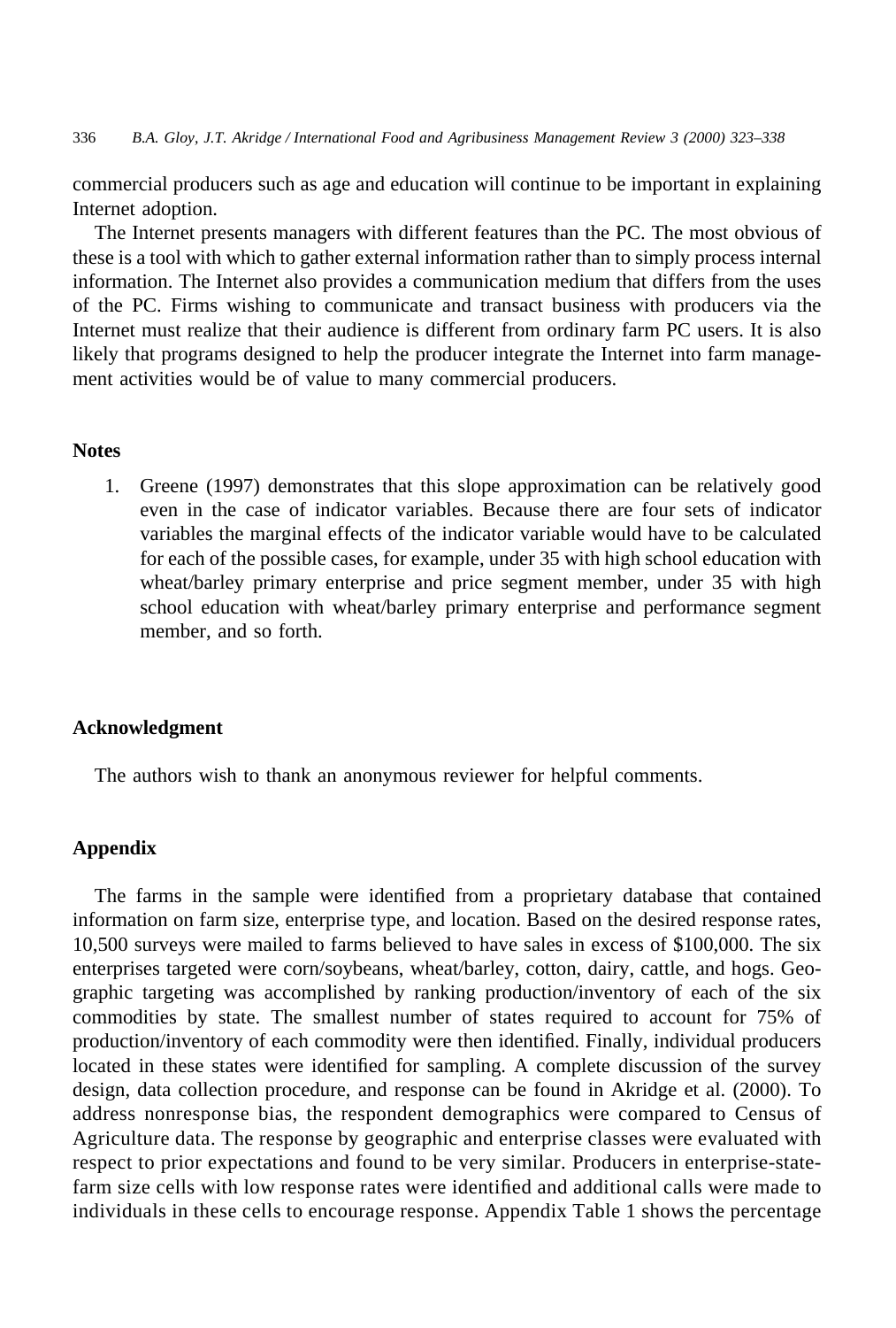commercial producers such as age and education will continue to be important in explaining Internet adoption.

The Internet presents managers with different features than the PC. The most obvious of these is a tool with which to gather external information rather than to simply process internal information. The Internet also provides a communication medium that differs from the uses of the PC. Firms wishing to communicate and transact business with producers via the Internet must realize that their audience is different from ordinary farm PC users. It is also likely that programs designed to help the producer integrate the Internet into farm management activities would be of value to many commercial producers.

## Notes

1. Greene (1997) demonstrates that this slope approximation can be relatively good even in the case of indicator variables. Because there are four sets of indicator variables the marginal effects of the indicator variable would have to be calculated for each of the possible cases, for example, under 35 with high school education with wheat/barley primary enterprise and price segment member, under 35 with high school education with wheat/barley primary enterprise and performance segment member, and so forth.

## Acknowledgment

The authors wish to thank an anonymous reviewer for helpful comments.

## Appendix

The farms in the sample were identified from a proprietary database that contained information on farm size, enterprise type, and location. Based on the desired response rates, 10,500 surveys were mailed to farms believed to have sales in excess of $100,000. The six enterprises targeted were corn/soybeans, wheat/barley, cotton, dairy, cattle, and hogs. Geographic targeting was accomplished by ranking production/inventory of each of the six commodities by state. The smallest number of states required to account for 75% of production/inventory of each commodity were then identified. Finally, individual producers located in these states were identified for sampling. A complete discussion of the survey design, data collection procedure, and response can be found in Akridge et al. (2000). To address nonresponse bias, the respondent demographics were compared to Census of Agriculture data. The response by geographic and enterprise classes were evaluated with respect to prior expectations and found to be very similar. Producers in enterprise-state-farm size cells with low response rates were identified and additional calls were made to individuals in these cells to encourage response. Appendix Table 1 shows the percentage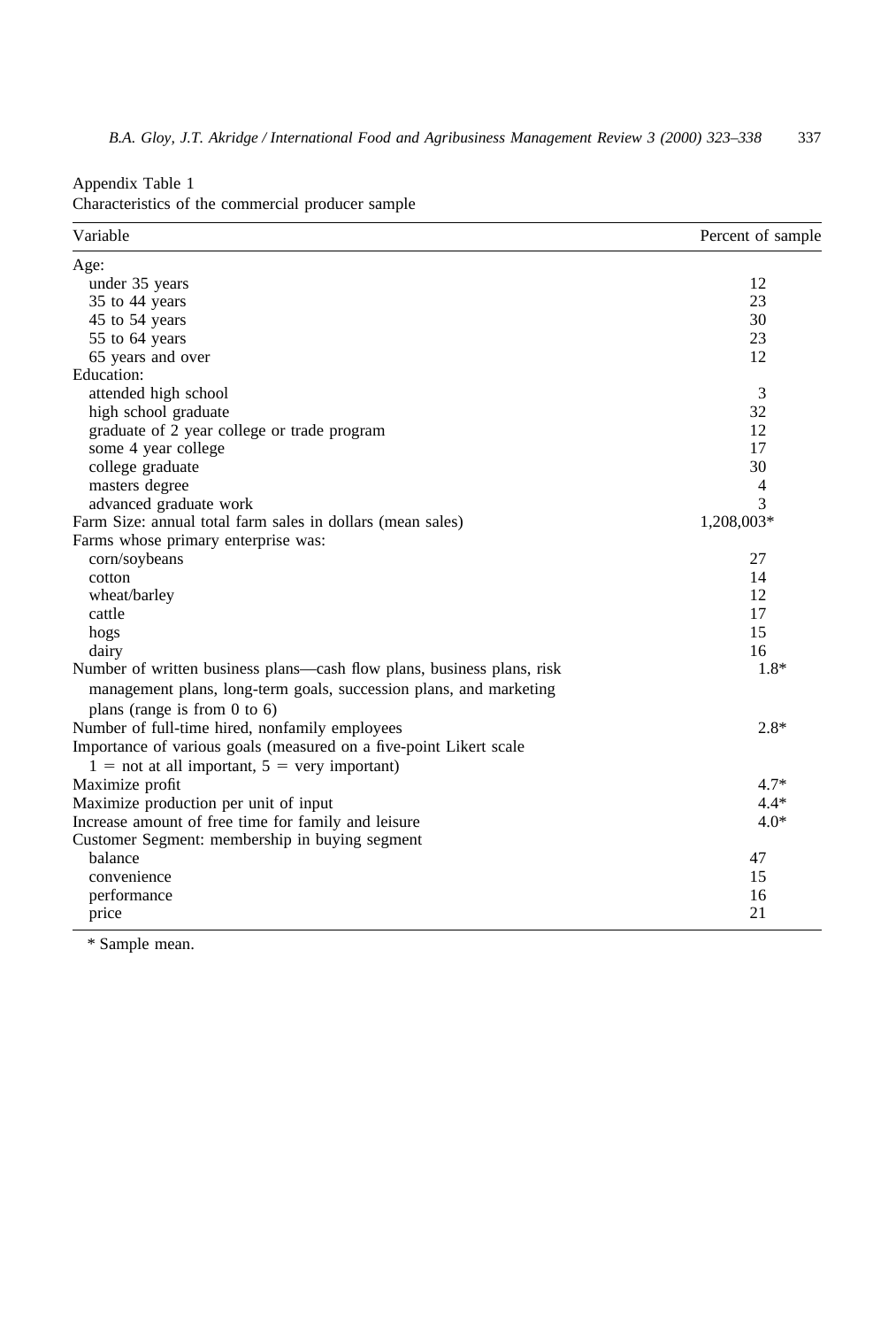Appendix Table 1
Characteristics of the commercial producer sample

| Variable | Percent of sample |
|---|---|
| Age: | |
| under 35 years | 12 |
| 35 to 44 years | 23 |
| 45 to 54 years | 30 |
| 55 to 64 years | 23 |
| 65 years and over | 12 |
| Education: | |
| attended high school | 3 |
| high school graduate | 32 |
| graduate of 2 year college or trade program | 12 |
| some 4 year college | 17 |
| college graduate | 30 |
| masters degree | 4 |
| advanced graduate work | 3 |
| Farm Size: annual total farm sales in dollars (mean sales) | 1,208,003* |
| Farms whose primary enterprise was: | |
| corn/soybeans | 27 |
| cotton | 14 |
| wheat/barley | 12 |
| cattle | 17 |
| hogs | 15 |
| dairy | 16 |
| Number of written business plans—cash flow plans, business plans, risk management plans, long-term goals, succession plans, and marketing plans (range is from 0 to 6) | 1.8* |
| Number of full-time hired, nonfamily employees | 2.8* |
| Importance of various goals (measured on a five-point Likert scale 1 = not at all important, 5 = very important) | |
| Maximize profit | 4.7* |
| Maximize production per unit of input | 4.4* |
| Increase amount of free time for family and leisure | 4.0* |
| Customer Segment: membership in buying segment | |
| balance | 47 |
| convenience | 15 |
| performance | 16 |
| price | 21 |

\* Sample mean.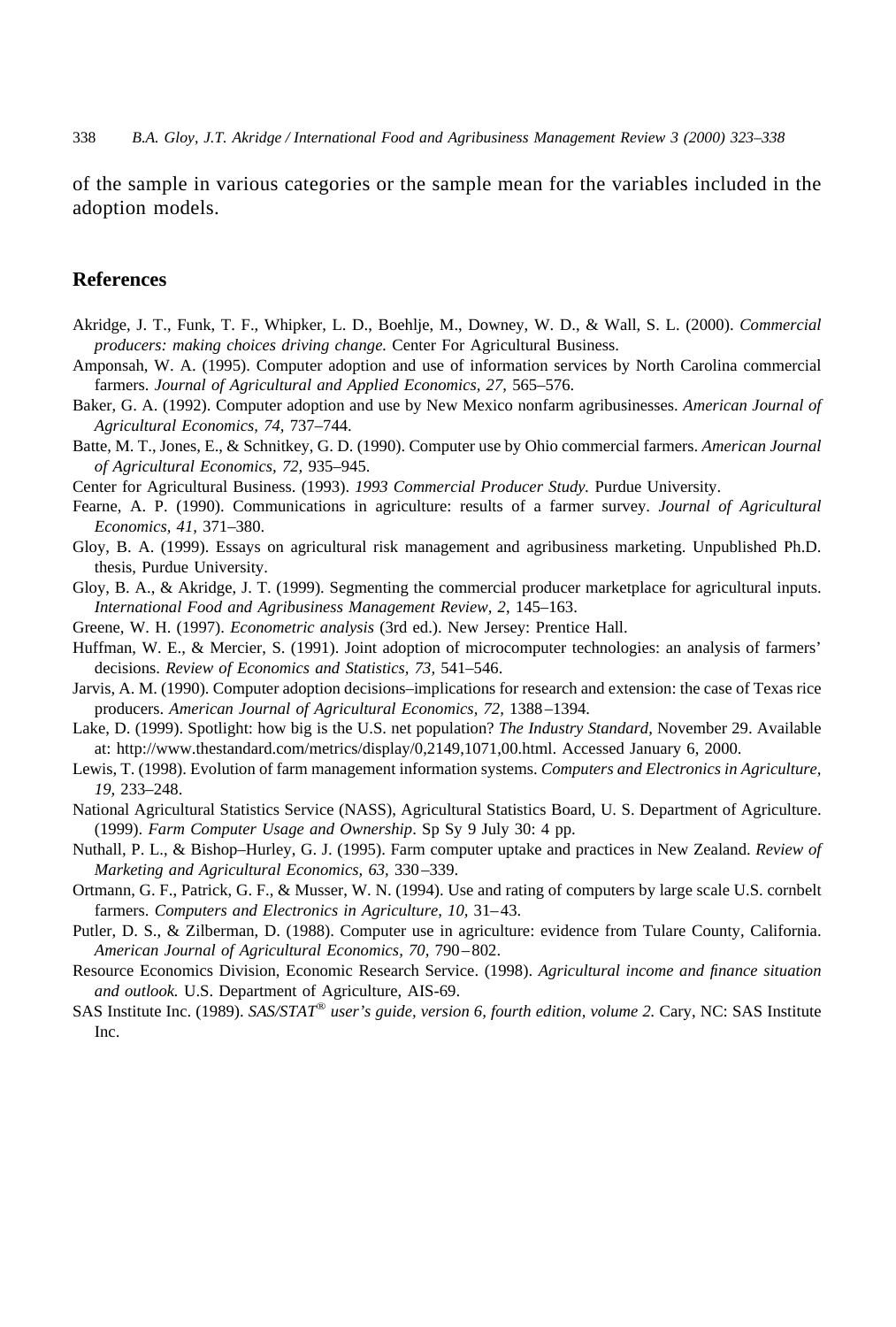of the sample in various categories or the sample mean for the variables included in the adoption models.

## References

Akridge, J. T., Funk, T. F., Whipker, L. D., Boehlje, M., Downey, W. D., & Wall, S. L. (2000). *Commercial producers: making choices driving change.* Center For Agricultural Business.

Amponsah, W. A. (1995). Computer adoption and use of information services by North Carolina commercial farmers. *Journal of Agricultural and Applied Economics, 27,* 565–576.

Baker, G. A. (1992). Computer adoption and use by New Mexico nonfarm agribusinesses. *American Journal of Agricultural Economics, 74,* 737–744.

Batte, M. T., Jones, E., & Schnitkey, G. D. (1990). Computer use by Ohio commercial farmers. *American Journal of Agricultural Economics, 72,* 935–945.

Center for Agricultural Business. (1993). *1993 Commercial Producer Study.* Purdue University.

Fearne, A. P. (1990). Communications in agriculture: results of a farmer survey. *Journal of Agricultural Economics, 41,* 371–380.

Gloy, B. A. (1999). Essays on agricultural risk management and agribusiness marketing. Unpublished Ph.D. thesis, Purdue University.

Gloy, B. A., & Akridge, J. T. (1999). Segmenting the commercial producer marketplace for agricultural inputs. *International Food and Agribusiness Management Review, 2,* 145–163.

Greene, W. H. (1997). *Econometric analysis* (3rd ed.). New Jersey: Prentice Hall.

Huffman, W. E., & Mercier, S. (1991). Joint adoption of microcomputer technologies: an analysis of farmers' decisions. *Review of Economics and Statistics, 73,* 541–546.

Jarvis, A. M. (1990). Computer adoption decisions–implications for research and extension: the case of Texas rice producers. *American Journal of Agricultural Economics, 72,* 1388–1394.

Lake, D. (1999). Spotlight: how big is the U.S. net population? *The Industry Standard,* November 29. Available at: http://www.thestandard.com/metrics/display/0,2149,1071,00.html. Accessed January 6, 2000.

Lewis, T. (1998). Evolution of farm management information systems. *Computers and Electronics in Agriculture, 19,* 233–248.

National Agricultural Statistics Service (NASS), Agricultural Statistics Board, U. S. Department of Agriculture. (1999). *Farm Computer Usage and Ownership*. Sp Sy 9 July 30: 4 pp.

Nuthall, P. L., & Bishop–Hurley, G. J. (1995). Farm computer uptake and practices in New Zealand. *Review of Marketing and Agricultural Economics, 63,* 330–339.

Ortmann, G. F., Patrick, G. F., & Musser, W. N. (1994). Use and rating of computers by large scale U.S. cornbelt farmers. *Computers and Electronics in Agriculture, 10,* 31–43.

Putler, D. S., & Zilberman, D. (1988). Computer use in agriculture: evidence from Tulare County, California. *American Journal of Agricultural Economics, 70,* 790–802.

Resource Economics Division, Economic Research Service. (1998). *Agricultural income and finance situation and outlook.* U.S. Department of Agriculture, AIS-69.

SAS Institute Inc. (1989). *SAS/STAT® user's guide, version 6, fourth edition, volume 2.* Cary, NC: SAS Institute Inc.